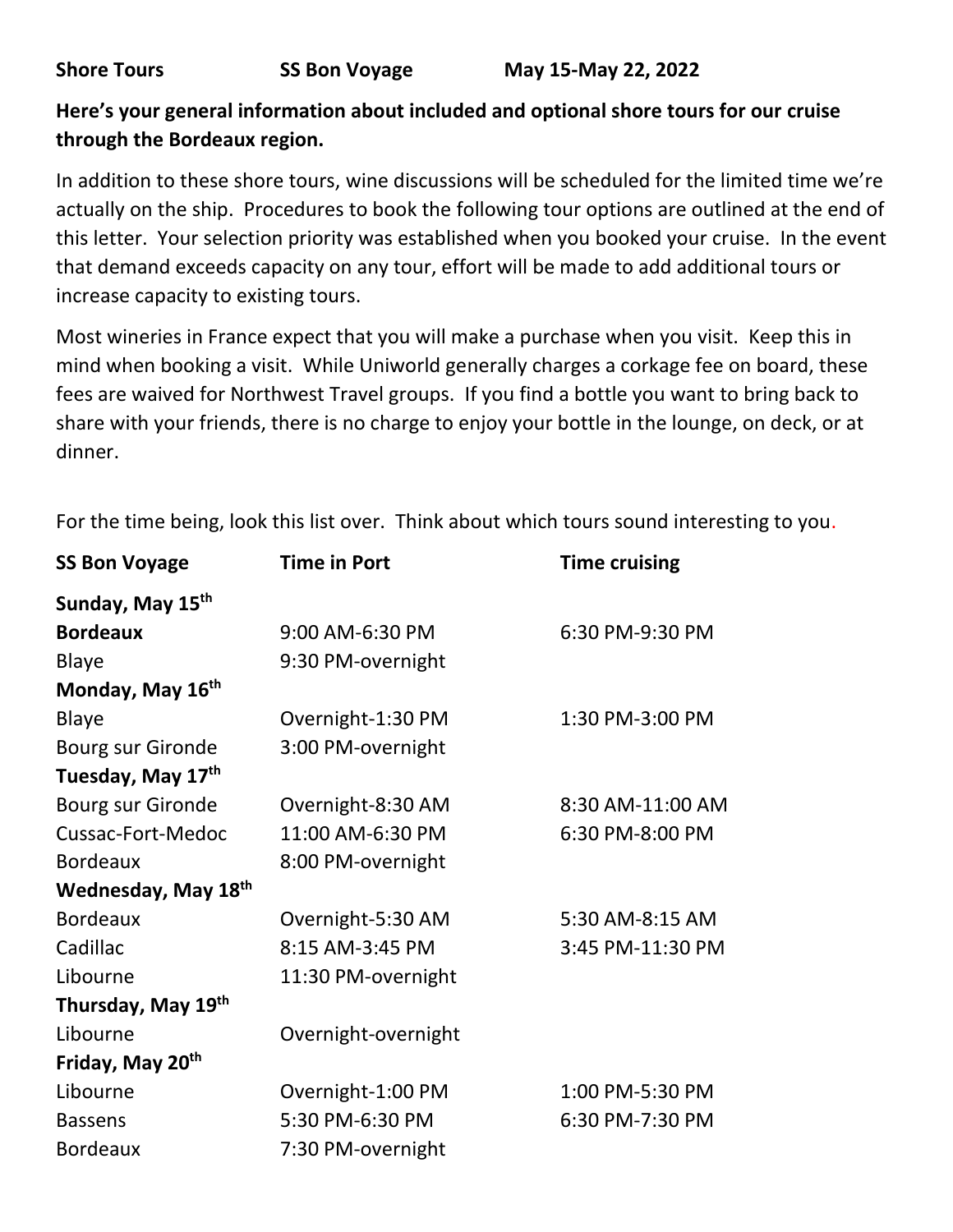**Shore Tours** **SS Bon Voyage** **May 15-May 22, 2022**

**Here's your general information about included and optional shore tours for our cruise through the Bordeaux region.**

In addition to these shore tours, wine discussions will be scheduled for the limited time we're actually on the ship. Procedures to book the following tour options are outlined at the end of this letter. Your selection priority was established when you booked your cruise. In the event that demand exceeds capacity on any tour, effort will be made to add additional tours or increase capacity to existing tours.

Most wineries in France expect that you will make a purchase when you visit. Keep this in mind when booking a visit. While Uniworld generally charges a corkage fee on board, these fees are waived for Northwest Travel groups. If you find a bottle you want to bring back to share with your friends, there is no charge to enjoy your bottle in the lounge, on deck, or at dinner.

For the time being, look this list over. Think about which tours sound interesting to you.

| **SS Bon Voyage** | **Time in Port** | **Time cruising** |
|---|---|---|
| **Sunday, May 15th** | | |
| **Bordeaux** | 9:00 AM-6:30 PM | 6:30 PM-9:30 PM |
| Blaye | 9:30 PM-overnight | |
| **Monday, May 16th** | | |
| Blaye | Overnight-1:30 PM | 1:30 PM-3:00 PM |
| Bourg sur Gironde | 3:00 PM-overnight | |
| **Tuesday, May 17th** | | |
| Bourg sur Gironde | Overnight-8:30 AM | 8:30 AM-11:00 AM |
| Cussac-Fort-Medoc | 11:00 AM-6:30 PM | 6:30 PM-8:00 PM |
| Bordeaux | 8:00 PM-overnight | |
| **Wednesday, May 18th** | | |
| Bordeaux | Overnight-5:30 AM | 5:30 AM-8:15 AM |
| Cadillac | 8:15 AM-3:45 PM | 3:45 PM-11:30 PM |
| Libourne | 11:30 PM-overnight | |
| **Thursday, May 19th** | | |
| Libourne | Overnight-overnight | |
| **Friday, May 20th** | | |
| Libourne | Overnight-1:00 PM | 1:00 PM-5:30 PM |
| Bassens | 5:30 PM-6:30 PM | 6:30 PM-7:30 PM |
| Bordeaux | 7:30 PM-overnight | |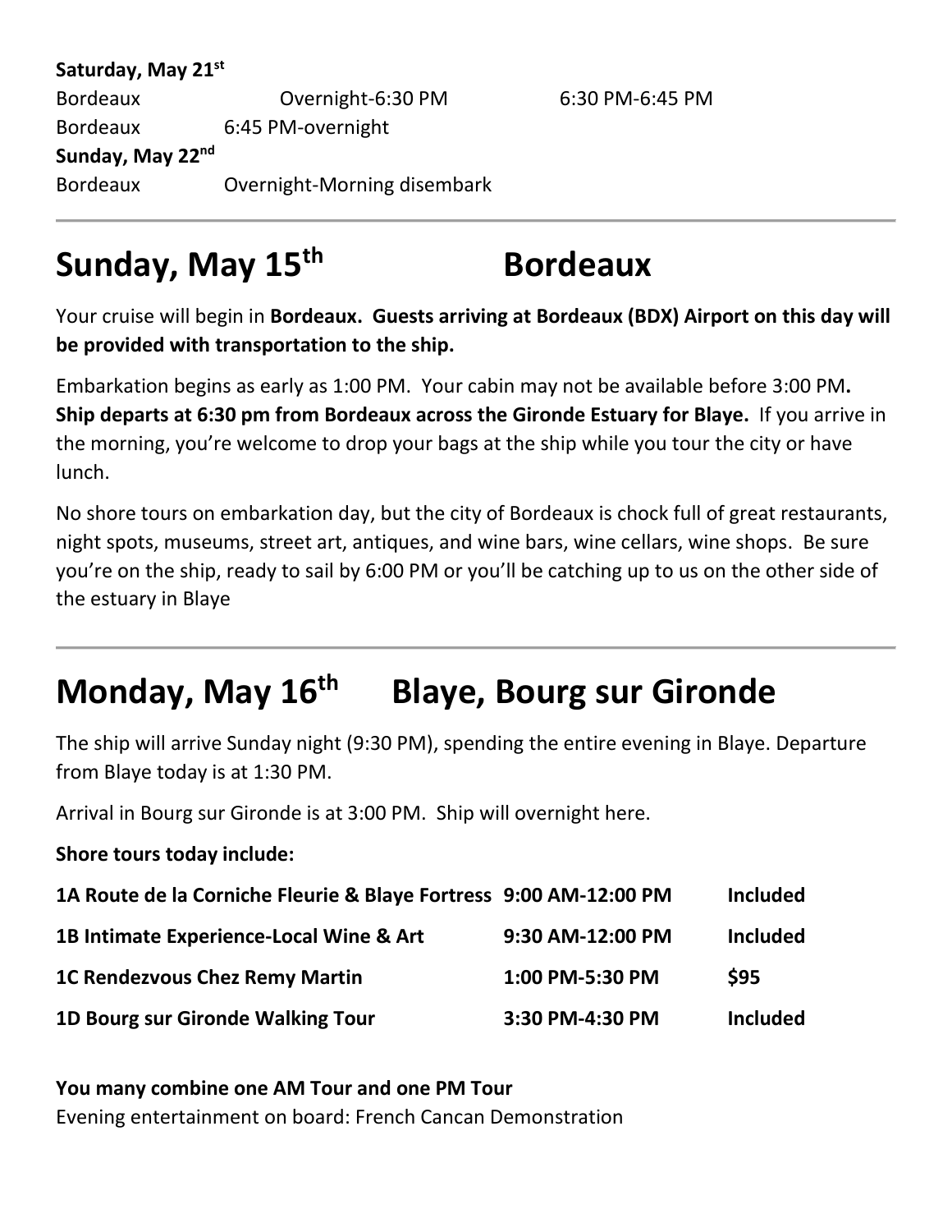**Saturday, May 21st**

| | | |
|---|---|---|
| Bordeaux | Overnight-6:30 PM | 6:30 PM-6:45 PM |
| Bordeaux | 6:45 PM-overnight | |

**Sunday, May 22nd**

| | |
|---|---|
| Bordeaux | Overnight-Morning disembark |

---

## Sunday, May 15th Bordeaux

Your cruise will begin in **Bordeaux. Guests arriving at Bordeaux (BDX) Airport on this day will be provided with transportation to the ship.**

Embarkation begins as early as 1:00 PM. Your cabin may not be available before 3:00 PM**. Ship departs at 6:30 pm from Bordeaux across the Gironde Estuary for Blaye.** If you arrive in the morning, you're welcome to drop your bags at the ship while you tour the city or have lunch.

No shore tours on embarkation day, but the city of Bordeaux is chock full of great restaurants, night spots, museums, street art, antiques, and wine bars, wine cellars, wine shops. Be sure you're on the ship, ready to sail by 6:00 PM or you'll be catching up to us on the other side of the estuary in Blaye

---

## Monday, May 16th Blaye, Bourg sur Gironde

The ship will arrive Sunday night (9:30 PM), spending the entire evening in Blaye. Departure from Blaye today is at 1:30 PM.

Arrival in Bourg sur Gironde is at 3:00 PM. Ship will overnight here.

**Shore tours today include:**

| | | |
|---|---|---|
| **1A Route de la Corniche Fleurie & Blaye Fortress** | **9:00 AM-12:00 PM** | **Included** |
| **1B Intimate Experience-Local Wine & Art** | **9:30 AM-12:00 PM** | **Included** |
| **1C Rendezvous Chez Remy Martin** | **1:00 PM-5:30 PM** | **$95** |
| **1D Bourg sur Gironde Walking Tour** | **3:30 PM-4:30 PM** | **Included** |

**You many combine one AM Tour and one PM Tour**

Evening entertainment on board: French Cancan Demonstration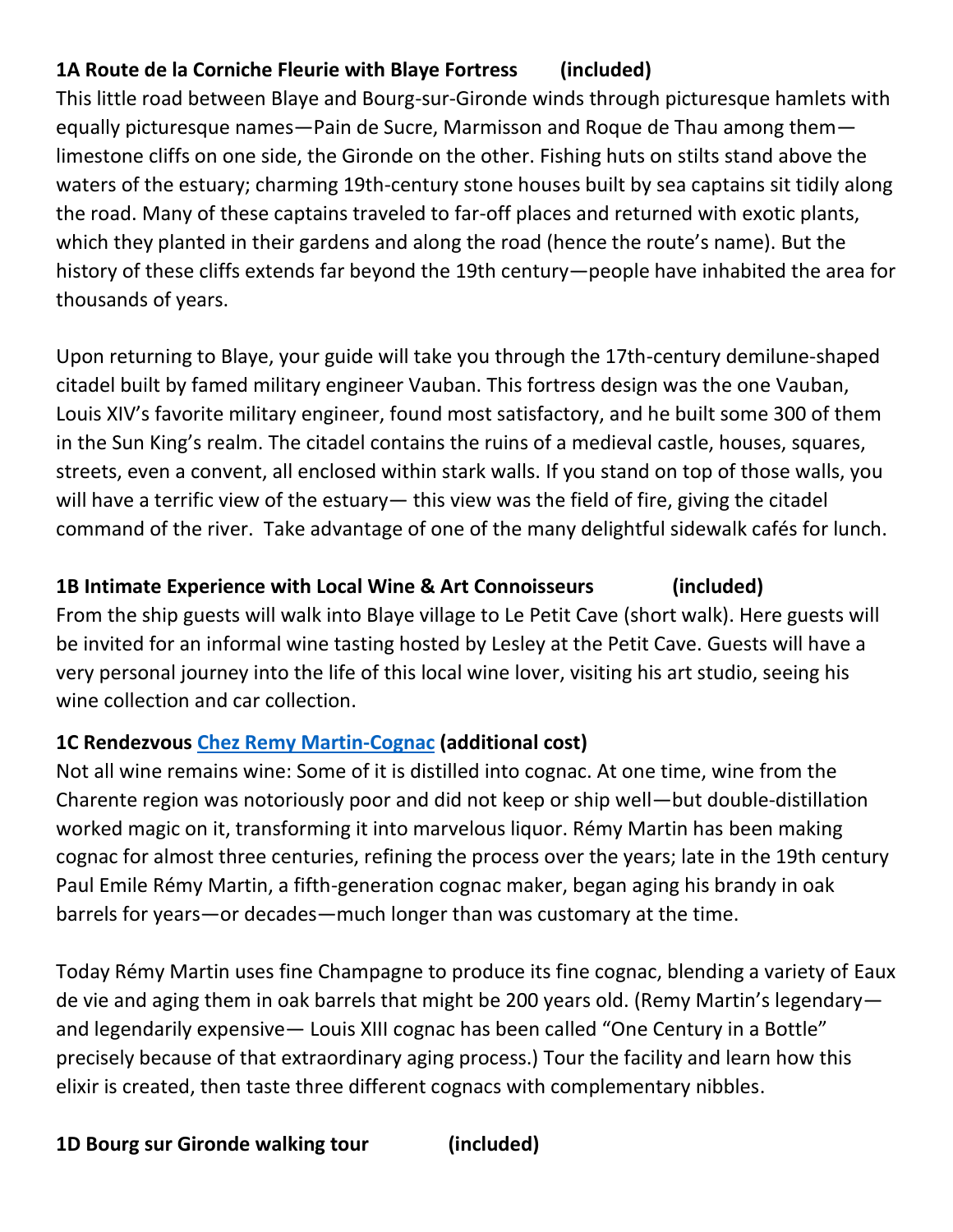**1A Route de la Corniche Fleurie with Blaye Fortress (included)**

This little road between Blaye and Bourg-sur-Gironde winds through picturesque hamlets with equally picturesque names—Pain de Sucre, Marmisson and Roque de Thau among them—limestone cliffs on one side, the Gironde on the other. Fishing huts on stilts stand above the waters of the estuary; charming 19th-century stone houses built by sea captains sit tidily along the road. Many of these captains traveled to far-off places and returned with exotic plants, which they planted in their gardens and along the road (hence the route's name). But the history of these cliffs extends far beyond the 19th century—people have inhabited the area for thousands of years.

Upon returning to Blaye, your guide will take you through the 17th-century demilune-shaped citadel built by famed military engineer Vauban. This fortress design was the one Vauban, Louis XIV's favorite military engineer, found most satisfactory, and he built some 300 of them in the Sun King's realm. The citadel contains the ruins of a medieval castle, houses, squares, streets, even a convent, all enclosed within stark walls. If you stand on top of those walls, you will have a terrific view of the estuary— this view was the field of fire, giving the citadel command of the river. Take advantage of one of the many delightful sidewalk cafés for lunch.

**1B Intimate Experience with Local Wine & Art Connoisseurs (included)**

From the ship guests will walk into Blaye village to Le Petit Cave (short walk). Here guests will be invited for an informal wine tasting hosted by Lesley at the Petit Cave. Guests will have a very personal journey into the life of this local wine lover, visiting his art studio, seeing his wine collection and car collection.

**1C Rendezvous Chez Remy Martin-Cognac (additional cost)**

Not all wine remains wine: Some of it is distilled into cognac. At one time, wine from the Charente region was notoriously poor and did not keep or ship well—but double-distillation worked magic on it, transforming it into marvelous liquor. Rémy Martin has been making cognac for almost three centuries, refining the process over the years; late in the 19th century Paul Emile Rémy Martin, a fifth-generation cognac maker, began aging his brandy in oak barrels for years—or decades—much longer than was customary at the time.

Today Rémy Martin uses fine Champagne to produce its fine cognac, blending a variety of Eaux de vie and aging them in oak barrels that might be 200 years old. (Remy Martin's legendary—and legendarily expensive— Louis XIII cognac has been called "One Century in a Bottle" precisely because of that extraordinary aging process.) Tour the facility and learn how this elixir is created, then taste three different cognacs with complementary nibbles.

**1D Bourg sur Gironde walking tour (included)**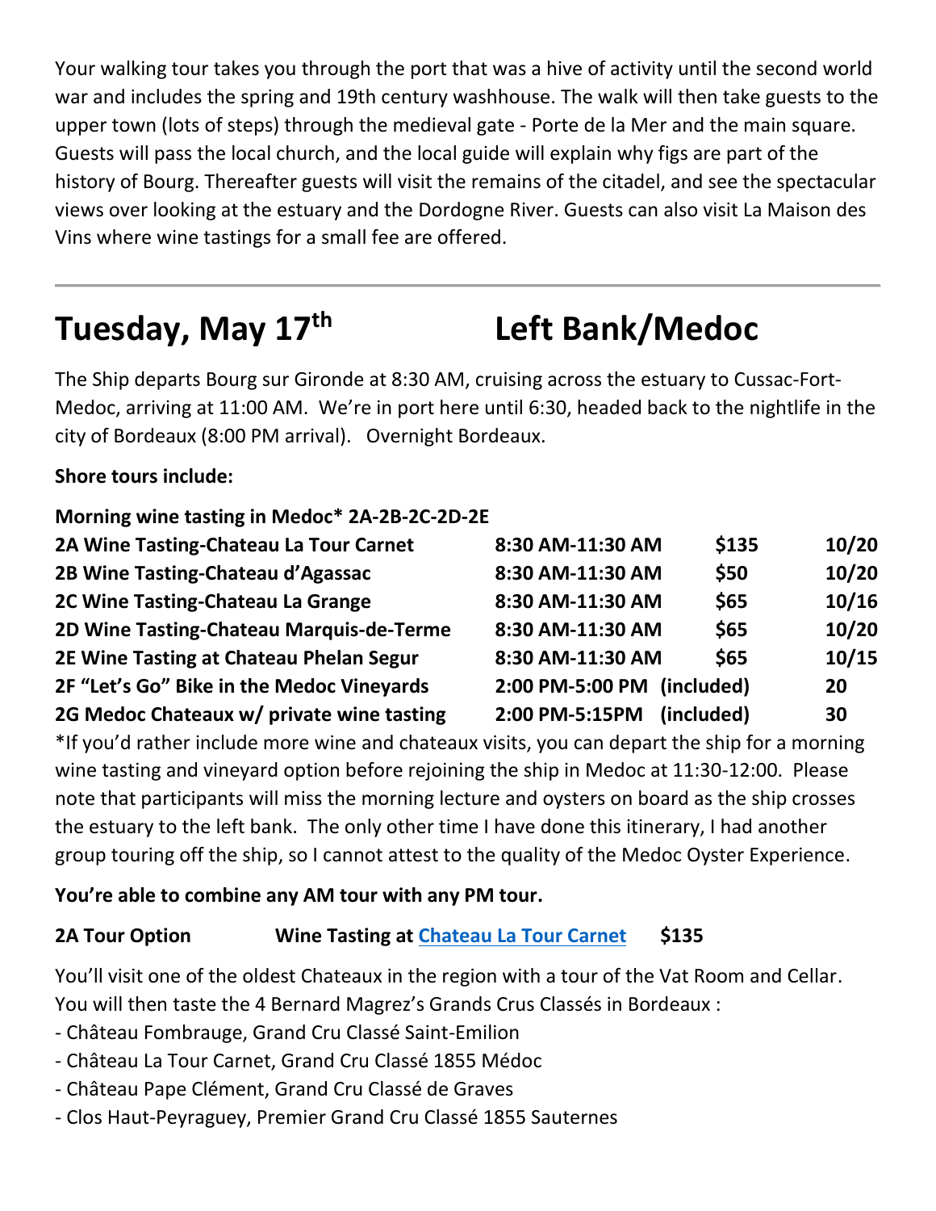Your walking tour takes you through the port that was a hive of activity until the second world war and includes the spring and 19th century washhouse. The walk will then take guests to the upper town (lots of steps) through the medieval gate - Porte de la Mer and the main square. Guests will pass the local church, and the local guide will explain why figs are part of the history of Bourg. Thereafter guests will visit the remains of the citadel, and see the spectacular views over looking at the estuary and the Dordogne River. Guests can also visit La Maison des Vins where wine tastings for a small fee are offered.

---

## Tuesday, May 17th    Left Bank/Medoc

The Ship departs Bourg sur Gironde at 8:30 AM, cruising across the estuary to Cussac-Fort-Medoc, arriving at 11:00 AM. We're in port here until 6:30, headed back to the nightlife in the city of Bordeaux (8:00 PM arrival). Overnight Bordeaux.

**Shore tours include:**

**Morning wine tasting in Medoc* 2A-2B-2C-2D-2E**

| | | | |
|---|---|---|---|
| **2A Wine Tasting-Chateau La Tour Carnet** | **8:30 AM-11:30 AM** | **$135** | **10/20** |
| **2B Wine Tasting-Chateau d'Agassac** | **8:30 AM-11:30 AM** | **$50** | **10/20** |
| **2C Wine Tasting-Chateau La Grange** | **8:30 AM-11:30 AM** | **$65** | **10/16** |
| **2D Wine Tasting-Chateau Marquis-de-Terme** | **8:30 AM-11:30 AM** | **$65** | **10/20** |
| **2E Wine Tasting at Chateau Phelan Segur** | **8:30 AM-11:30 AM** | **$65** | **10/15** |
| **2F "Let's Go" Bike in the Medoc Vineyards** | **2:00 PM-5:00 PM** | **(included)** | **20** |
| **2G Medoc Chateaux w/ private wine tasting** | **2:00 PM-5:15PM** | **(included)** | **30** |

*If you'd rather include more wine and chateaux visits, you can depart the ship for a morning wine tasting and vineyard option before rejoining the ship in Medoc at 11:30-12:00. Please note that participants will miss the morning lecture and oysters on board as the ship crosses the estuary to the left bank. The only other time I have done this itinerary, I had another group touring off the ship, so I cannot attest to the quality of the Medoc Oyster Experience.

**You're able to combine any AM tour with any PM tour.**

**2A Tour Option    Wine Tasting at Chateau La Tour Carnet    $135**

You'll visit one of the oldest Chateaux in the region with a tour of the Vat Room and Cellar. You will then taste the 4 Bernard Magrez's Grands Crus Classés in Bordeaux :

- Château Fombrauge, Grand Cru Classé Saint-Emilion
- Château La Tour Carnet, Grand Cru Classé 1855 Médoc
- Château Pape Clément, Grand Cru Classé de Graves
- Clos Haut-Peyraguey, Premier Grand Cru Classé 1855 Sauternes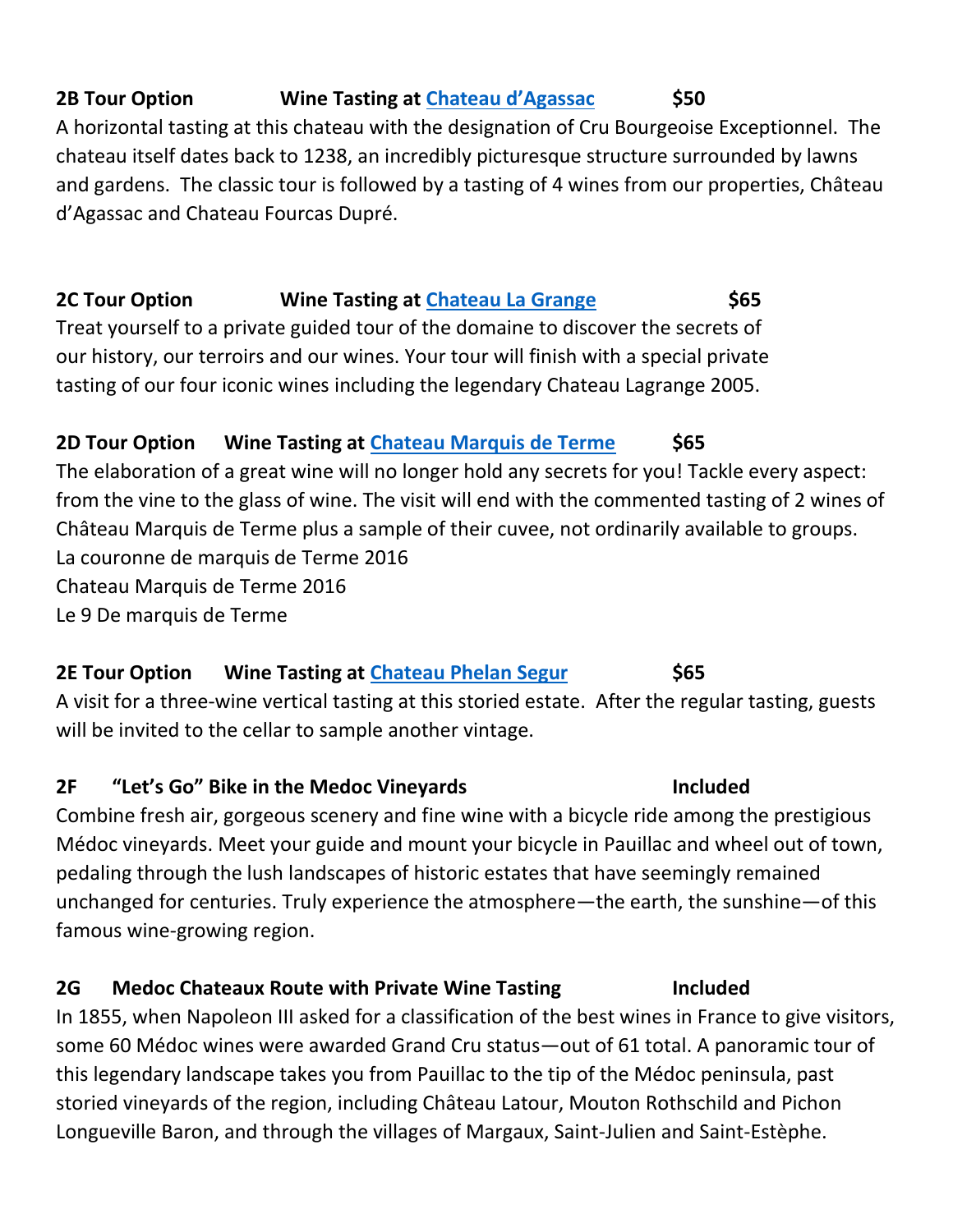**2B Tour Option Wine Tasting at [Chateau d'Agassac] $50**

A horizontal tasting at this chateau with the designation of Cru Bourgeoise Exceptionnel. The chateau itself dates back to 1238, an incredibly picturesque structure surrounded by lawns and gardens. The classic tour is followed by a tasting of 4 wines from our properties, Château d'Agassac and Chateau Fourcas Dupré.

**2C Tour Option Wine Tasting at [Chateau La Grange] $65**

Treat yourself to a private guided tour of the domaine to discover the secrets of our history, our terroirs and our wines. Your tour will finish with a special private tasting of our four iconic wines including the legendary Chateau Lagrange 2005.

**2D Tour Option Wine Tasting at [Chateau Marquis de Terme] $65**

The elaboration of a great wine will no longer hold any secrets for you! Tackle every aspect: from the vine to the glass of wine. The visit will end with the commented tasting of 2 wines of Château Marquis de Terme plus a sample of their cuvee, not ordinarily available to groups.

La couronne de marquis de Terme 2016
Chateau Marquis de Terme 2016
Le 9 De marquis de Terme

**2E Tour Option Wine Tasting at [Chateau Phelan Segur] $65**

A visit for a three-wine vertical tasting at this storied estate. After the regular tasting, guests will be invited to the cellar to sample another vintage.

**2F "Let's Go" Bike in the Medoc Vineyards Included**

Combine fresh air, gorgeous scenery and fine wine with a bicycle ride among the prestigious Médoc vineyards. Meet your guide and mount your bicycle in Pauillac and wheel out of town, pedaling through the lush landscapes of historic estates that have seemingly remained unchanged for centuries. Truly experience the atmosphere—the earth, the sunshine—of this famous wine-growing region.

**2G Medoc Chateaux Route with Private Wine Tasting Included**

In 1855, when Napoleon III asked for a classification of the best wines in France to give visitors, some 60 Médoc wines were awarded Grand Cru status—out of 61 total. A panoramic tour of this legendary landscape takes you from Pauillac to the tip of the Médoc peninsula, past storied vineyards of the region, including Château Latour, Mouton Rothschild and Pichon Longueville Baron, and through the villages of Margaux, Saint-Julien and Saint-Estèphe.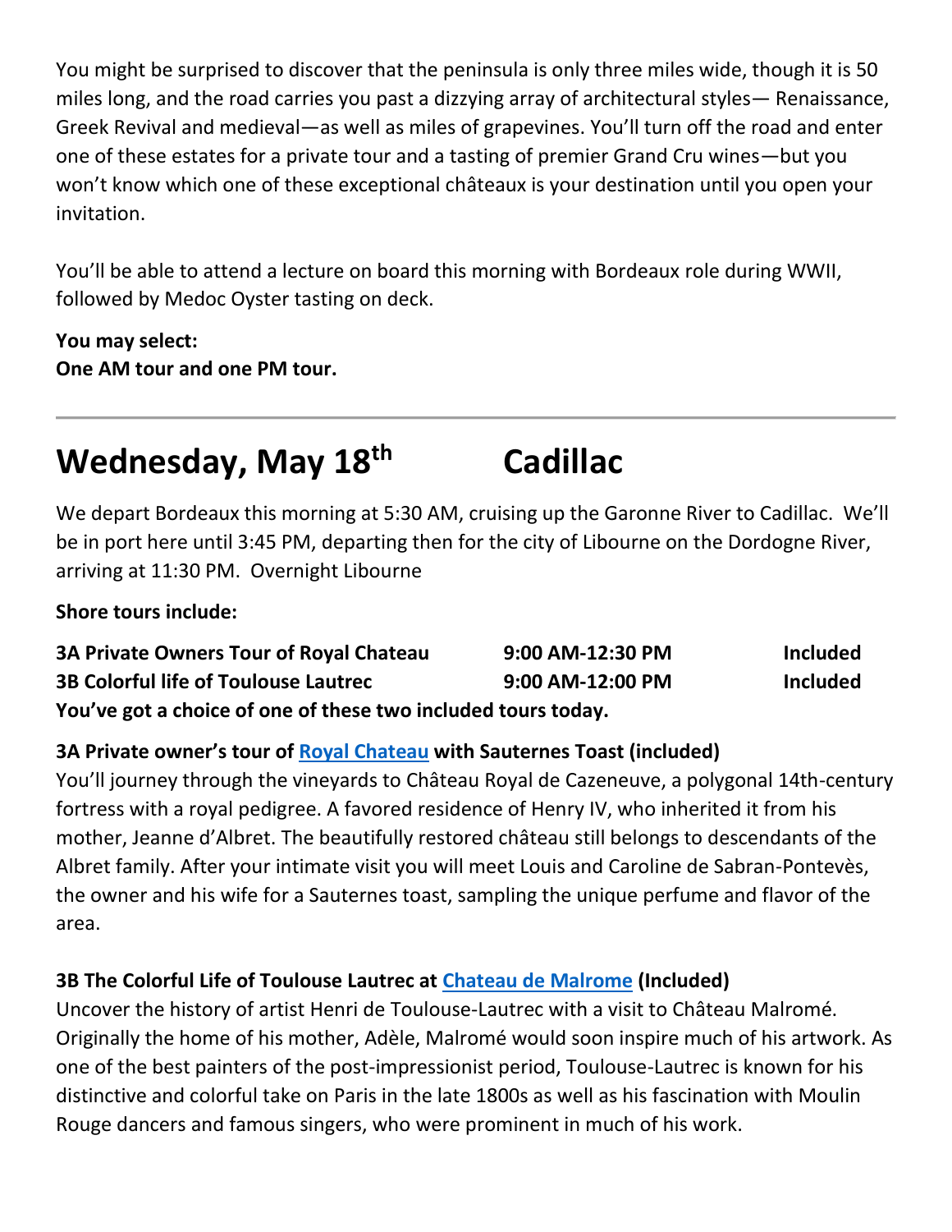You might be surprised to discover that the peninsula is only three miles wide, though it is 50 miles long, and the road carries you past a dizzying array of architectural styles— Renaissance, Greek Revival and medieval—as well as miles of grapevines. You'll turn off the road and enter one of these estates for a private tour and a tasting of premier Grand Cru wines—but you won't know which one of these exceptional châteaux is your destination until you open your invitation.

You'll be able to attend a lecture on board this morning with Bordeaux role during WWII, followed by Medoc Oyster tasting on deck.

**You may select:**
**One AM tour and one PM tour.**

---

## Wednesday, May 18th Cadillac

We depart Bordeaux this morning at 5:30 AM, cruising up the Garonne River to Cadillac. We'll be in port here until 3:45 PM, departing then for the city of Libourne on the Dordogne River, arriving at 11:30 PM. Overnight Libourne

**Shore tours include:**

| | | |
|---|---|---|
| **3A Private Owners Tour of Royal Chateau** | **9:00 AM-12:30 PM** | **Included** |
| **3B Colorful life of Toulouse Lautrec** | **9:00 AM-12:00 PM** | **Included** |

**You've got a choice of one of these two included tours today.**

**3A Private owner's tour of Royal Chateau with Sauternes Toast (included)**
You'll journey through the vineyards to Château Royal de Cazeneuve, a polygonal 14th-century fortress with a royal pedigree. A favored residence of Henry IV, who inherited it from his mother, Jeanne d'Albret. The beautifully restored château still belongs to descendants of the Albret family. After your intimate visit you will meet Louis and Caroline de Sabran-Pontevès, the owner and his wife for a Sauternes toast, sampling the unique perfume and flavor of the area.

**3B The Colorful Life of Toulouse Lautrec at Chateau de Malrome (Included)**
Uncover the history of artist Henri de Toulouse-Lautrec with a visit to Château Malromé. Originally the home of his mother, Adèle, Malromé would soon inspire much of his artwork. As one of the best painters of the post-impressionist period, Toulouse-Lautrec is known for his distinctive and colorful take on Paris in the late 1800s as well as his fascination with Moulin Rouge dancers and famous singers, who were prominent in much of his work.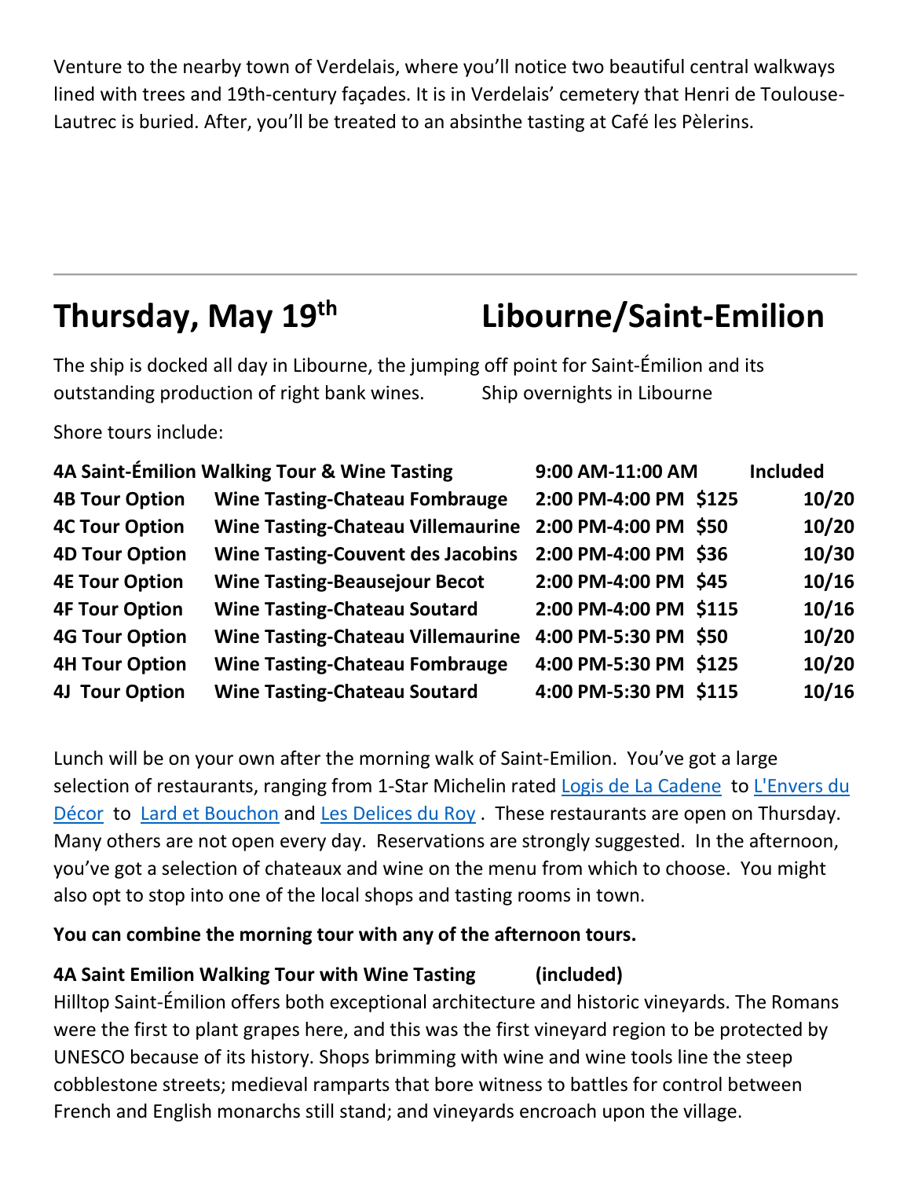Venture to the nearby town of Verdelais, where you'll notice two beautiful central walkways lined with trees and 19th-century façades. It is in Verdelais' cemetery that Henri de Toulouse-Lautrec is buried. After, you'll be treated to an absinthe tasting at Café les Pèlerins.

---

## Thursday, May 19th — Libourne/Saint-Emilion

The ship is docked all day in Libourne, the jumping off point for Saint-Émilion and its outstanding production of right bank wines. Ship overnights in Libourne

Shore tours include:

| | | | | |
|---|---|---|---|---|
| **4A Saint-Émilion Walking Tour & Wine Tasting** | | **9:00 AM-11:00 AM** | | **Included** |
| **4B Tour Option** | **Wine Tasting-Chateau Fombrauge** | **2:00 PM-4:00 PM** | **$125** | **10/20** |
| **4C Tour Option** | **Wine Tasting-Chateau Villemaurine** | **2:00 PM-4:00 PM** | **$50** | **10/20** |
| **4D Tour Option** | **Wine Tasting-Couvent des Jacobins** | **2:00 PM-4:00 PM** | **$36** | **10/30** |
| **4E Tour Option** | **Wine Tasting-Beausejour Becot** | **2:00 PM-4:00 PM** | **$45** | **10/16** |
| **4F Tour Option** | **Wine Tasting-Chateau Soutard** | **2:00 PM-4:00 PM** | **$115** | **10/16** |
| **4G Tour Option** | **Wine Tasting-Chateau Villemaurine** | **4:00 PM-5:30 PM** | **$50** | **10/20** |
| **4H Tour Option** | **Wine Tasting-Chateau Fombrauge** | **4:00 PM-5:30 PM** | **$125** | **10/20** |
| **4J Tour Option** | **Wine Tasting-Chateau Soutard** | **4:00 PM-5:30 PM** | **$115** | **10/16** |

Lunch will be on your own after the morning walk of Saint-Emilion. You've got a large selection of restaurants, ranging from 1-Star Michelin rated Logis de La Cadene to L'Envers du Décor to Lard et Bouchon and Les Delices du Roy . These restaurants are open on Thursday. Many others are not open every day. Reservations are strongly suggested. In the afternoon, you've got a selection of chateaux and wine on the menu from which to choose. You might also opt to stop into one of the local shops and tasting rooms in town.

**You can combine the morning tour with any of the afternoon tours.**

**4A Saint Emilion Walking Tour with Wine Tasting (included)**
Hilltop Saint-Émilion offers both exceptional architecture and historic vineyards. The Romans were the first to plant grapes here, and this was the first vineyard region to be protected by UNESCO because of its history. Shops brimming with wine and wine tools line the steep cobblestone streets; medieval ramparts that bore witness to battles for control between French and English monarchs still stand; and vineyards encroach upon the village.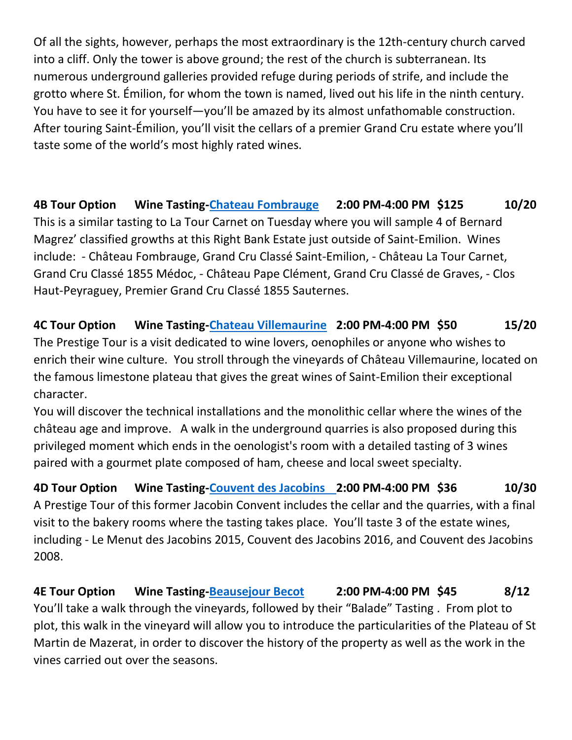Of all the sights, however, perhaps the most extraordinary is the 12th-century church carved into a cliff. Only the tower is above ground; the rest of the church is subterranean. Its numerous underground galleries provided refuge during periods of strife, and include the grotto where St. Émilion, for whom the town is named, lived out his life in the ninth century. You have to see it for yourself—you'll be amazed by its almost unfathomable construction. After touring Saint-Émilion, you'll visit the cellars of a premier Grand Cru estate where you'll taste some of the world's most highly rated wines.

**4B Tour Option Wine Tasting-Chateau Fombrauge 2:00 PM-4:00 PM $125 10/20**

This is a similar tasting to La Tour Carnet on Tuesday where you will sample 4 of Bernard Magrez' classified growths at this Right Bank Estate just outside of Saint-Emilion. Wines include: - Château Fombrauge, Grand Cru Classé Saint-Emilion, - Château La Tour Carnet, Grand Cru Classé 1855 Médoc, - Château Pape Clément, Grand Cru Classé de Graves, - Clos Haut-Peyraguey, Premier Grand Cru Classé 1855 Sauternes.

**4C Tour Option Wine Tasting-Chateau Villemaurine 2:00 PM-4:00 PM $50 15/20**

The Prestige Tour is a visit dedicated to wine lovers, oenophiles or anyone who wishes to enrich their wine culture. You stroll through the vineyards of Château Villemaurine, located on the famous limestone plateau that gives the great wines of Saint-Emilion their exceptional character.

You will discover the technical installations and the monolithic cellar where the wines of the château age and improve. A walk in the underground quarries is also proposed during this privileged moment which ends in the oenologist's room with a detailed tasting of 3 wines paired with a gourmet plate composed of ham, cheese and local sweet specialty.

**4D Tour Option Wine Tasting-Couvent des Jacobins 2:00 PM-4:00 PM $36 10/30**

A Prestige Tour of this former Jacobin Convent includes the cellar and the quarries, with a final visit to the bakery rooms where the tasting takes place. You'll taste 3 of the estate wines, including - Le Menut des Jacobins 2015, Couvent des Jacobins 2016, and Couvent des Jacobins 2008.

**4E Tour Option Wine Tasting-Beausejour Becot 2:00 PM-4:00 PM $45 8/12**

You'll take a walk through the vineyards, followed by their "Balade" Tasting . From plot to plot, this walk in the vineyard will allow you to introduce the particularities of the Plateau of St Martin de Mazerat, in order to discover the history of the property as well as the work in the vines carried out over the seasons.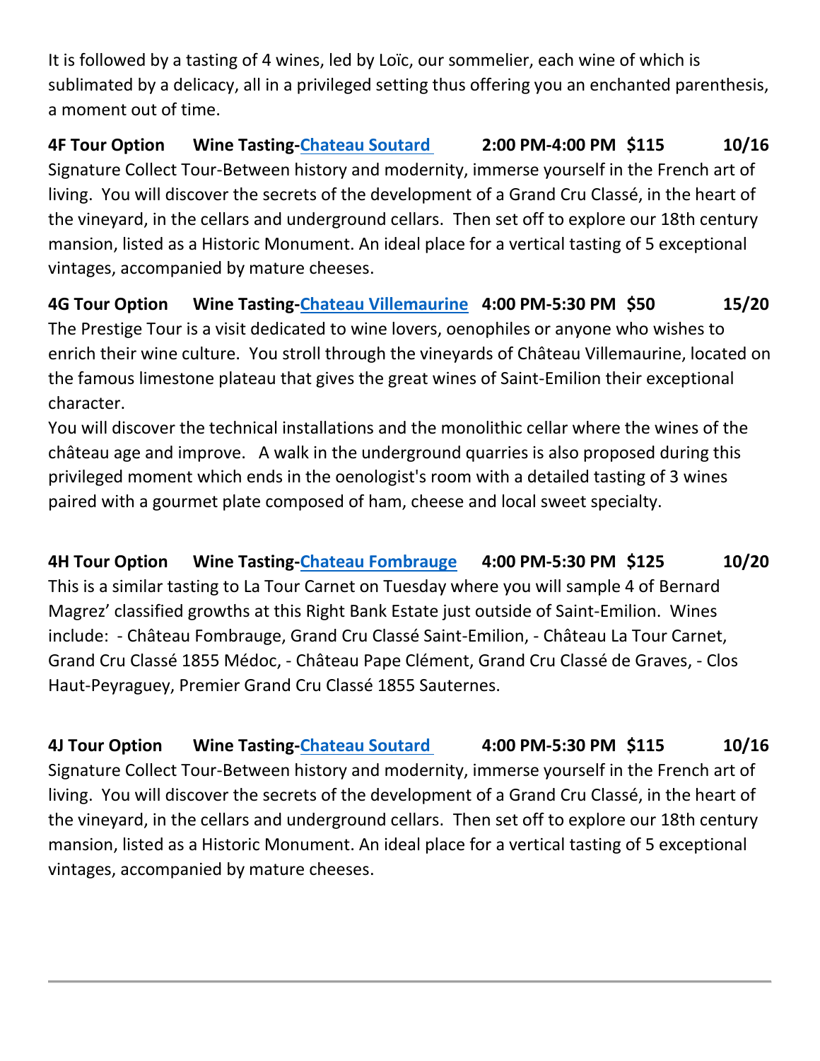It is followed by a tasting of 4 wines, led by Loïc, our sommelier, each wine of which is sublimated by a delicacy, all in a privileged setting thus offering you an enchanted parenthesis, a moment out of time.

**4F Tour Option Wine Tasting-Chateau Soutard 2:00 PM-4:00 PM $115 10/16**

Signature Collect Tour-Between history and modernity, immerse yourself in the French art of living. You will discover the secrets of the development of a Grand Cru Classé, in the heart of the vineyard, in the cellars and underground cellars. Then set off to explore our 18th century mansion, listed as a Historic Monument. An ideal place for a vertical tasting of 5 exceptional vintages, accompanied by mature cheeses.

**4G Tour Option Wine Tasting-Chateau Villemaurine 4:00 PM-5:30 PM $50 15/20**

The Prestige Tour is a visit dedicated to wine lovers, oenophiles or anyone who wishes to enrich their wine culture. You stroll through the vineyards of Château Villemaurine, located on the famous limestone plateau that gives the great wines of Saint-Emilion their exceptional character.

You will discover the technical installations and the monolithic cellar where the wines of the château age and improve. A walk in the underground quarries is also proposed during this privileged moment which ends in the oenologist's room with a detailed tasting of 3 wines paired with a gourmet plate composed of ham, cheese and local sweet specialty.

**4H Tour Option Wine Tasting-Chateau Fombrauge 4:00 PM-5:30 PM $125 10/20**

This is a similar tasting to La Tour Carnet on Tuesday where you will sample 4 of Bernard Magrez' classified growths at this Right Bank Estate just outside of Saint-Emilion. Wines include: - Château Fombrauge, Grand Cru Classé Saint-Emilion, - Château La Tour Carnet, Grand Cru Classé 1855 Médoc, - Château Pape Clément, Grand Cru Classé de Graves, - Clos Haut-Peyraguey, Premier Grand Cru Classé 1855 Sauternes.

**4J Tour Option Wine Tasting-Chateau Soutard 4:00 PM-5:30 PM $115 10/16**

Signature Collect Tour-Between history and modernity, immerse yourself in the French art of living. You will discover the secrets of the development of a Grand Cru Classé, in the heart of the vineyard, in the cellars and underground cellars. Then set off to explore our 18th century mansion, listed as a Historic Monument. An ideal place for a vertical tasting of 5 exceptional vintages, accompanied by mature cheeses.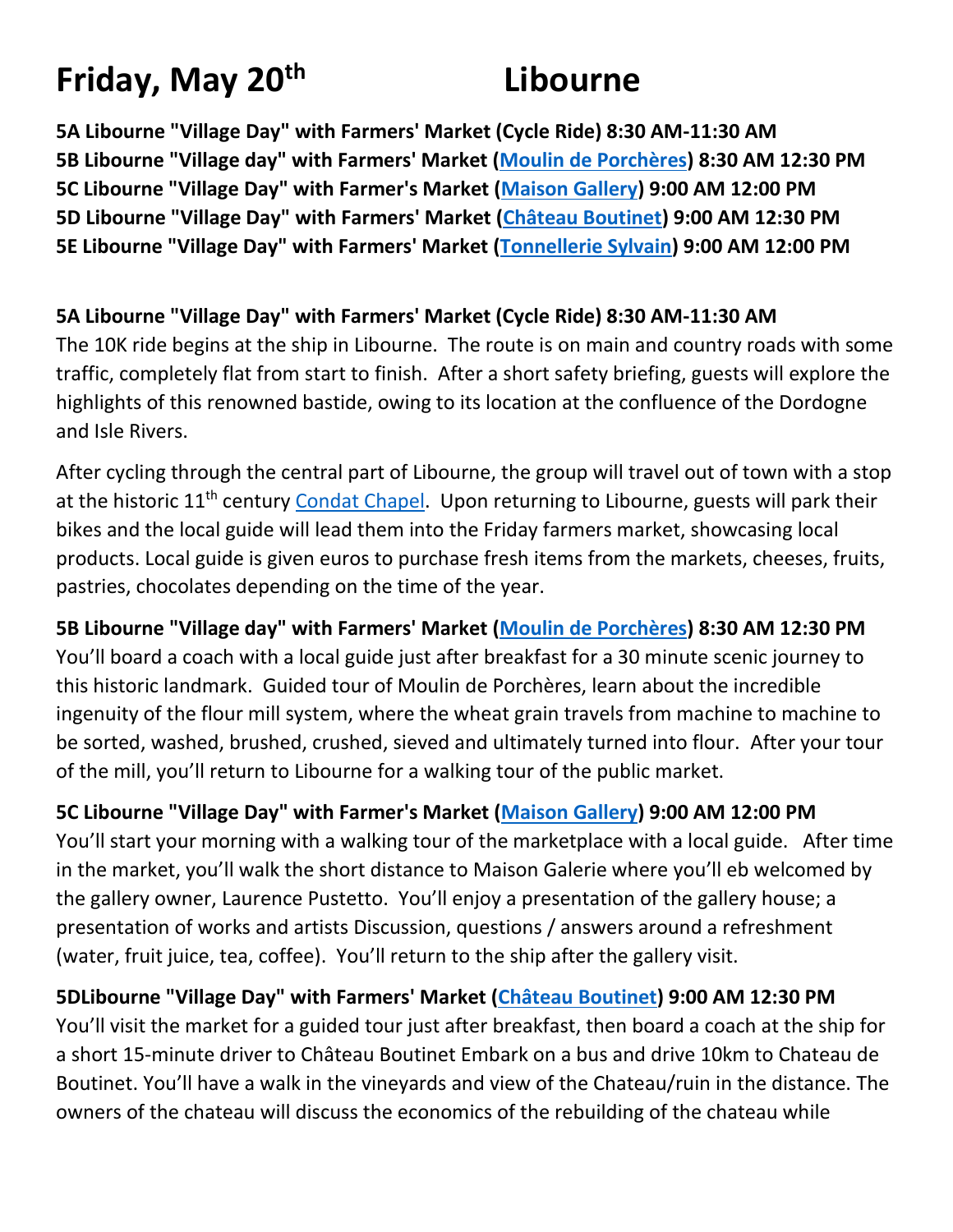# Friday, May 20th Libourne

**5A Libourne "Village Day" with Farmers' Market (Cycle Ride) 8:30 AM-11:30 AM**
**5B Libourne "Village day" with Farmers' Market (Moulin de Porchères) 8:30 AM 12:30 PM**
**5C Libourne "Village Day" with Farmer's Market (Maison Gallery) 9:00 AM 12:00 PM**
**5D Libourne "Village Day" with Farmers' Market (Château Boutinet) 9:00 AM 12:30 PM**
**5E Libourne "Village Day" with Farmers' Market (Tonnellerie Sylvain) 9:00 AM 12:00 PM**

**5A Libourne "Village Day" with Farmers' Market (Cycle Ride) 8:30 AM-11:30 AM**

The 10K ride begins at the ship in Libourne. The route is on main and country roads with some traffic, completely flat from start to finish. After a short safety briefing, guests will explore the highlights of this renowned bastide, owing to its location at the confluence of the Dordogne and Isle Rivers.

After cycling through the central part of Libourne, the group will travel out of town with a stop at the historic 11th century Condat Chapel. Upon returning to Libourne, guests will park their bikes and the local guide will lead them into the Friday farmers market, showcasing local products. Local guide is given euros to purchase fresh items from the markets, cheeses, fruits, pastries, chocolates depending on the time of the year.

**5B Libourne "Village day" with Farmers' Market (Moulin de Porchères) 8:30 AM 12:30 PM**

You'll board a coach with a local guide just after breakfast for a 30 minute scenic journey to this historic landmark. Guided tour of Moulin de Porchères, learn about the incredible ingenuity of the flour mill system, where the wheat grain travels from machine to machine to be sorted, washed, brushed, crushed, sieved and ultimately turned into flour. After your tour of the mill, you'll return to Libourne for a walking tour of the public market.

**5C Libourne "Village Day" with Farmer's Market (Maison Gallery) 9:00 AM 12:00 PM**

You'll start your morning with a walking tour of the marketplace with a local guide. After time in the market, you'll walk the short distance to Maison Galerie where you'll eb welcomed by the gallery owner, Laurence Pustetto. You'll enjoy a presentation of the gallery house; a presentation of works and artists Discussion, questions / answers around a refreshment (water, fruit juice, tea, coffee). You'll return to the ship after the gallery visit.

**5DLibourne "Village Day" with Farmers' Market (Château Boutinet) 9:00 AM 12:30 PM**

You'll visit the market for a guided tour just after breakfast, then board a coach at the ship for a short 15-minute driver to Château Boutinet Embark on a bus and drive 10km to Chateau de Boutinet. You'll have a walk in the vineyards and view of the Chateau/ruin in the distance. The owners of the chateau will discuss the economics of the rebuilding of the chateau while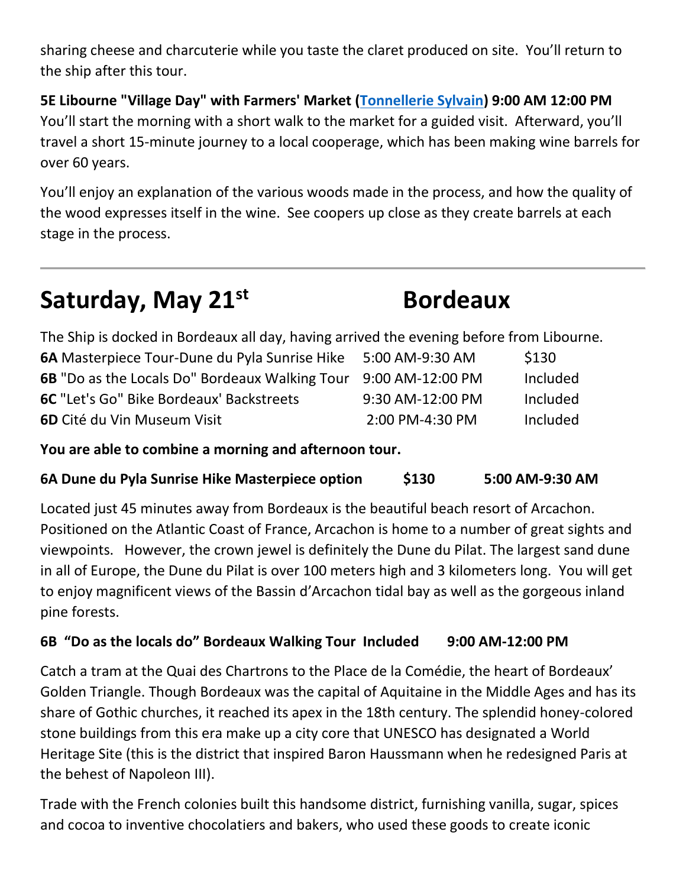sharing cheese and charcuterie while you taste the claret produced on site. You'll return to the ship after this tour.

**5E Libourne "Village Day" with Farmers' Market ([Tonnellerie Sylvain]) 9:00 AM 12:00 PM**
You'll start the morning with a short walk to the market for a guided visit. Afterward, you'll travel a short 15-minute journey to a local cooperage, which has been making wine barrels for over 60 years.

You'll enjoy an explanation of the various woods made in the process, and how the quality of the wood expresses itself in the wine. See coopers up close as they create barrels at each stage in the process.

---

# Saturday, May 21st — Bordeaux

The Ship is docked in Bordeaux all day, having arrived the evening before from Libourne.

| Tour | Time | Price |
|---|---|---|
| **6A** Masterpiece Tour-Dune du Pyla Sunrise Hike | 5:00 AM-9:30 AM | $130 |
| **6B** "Do as the Locals Do" Bordeaux Walking Tour | 9:00 AM-12:00 PM | Included |
| **6C** "Let's Go" Bike Bordeaux' Backstreets | 9:30 AM-12:00 PM | Included |
| **6D** Cité du Vin Museum Visit | 2:00 PM-4:30 PM | Included |

**You are able to combine a morning and afternoon tour.**

**6A Dune du Pyla Sunrise Hike Masterpiece option $130 5:00 AM-9:30 AM**

Located just 45 minutes away from Bordeaux is the beautiful beach resort of Arcachon. Positioned on the Atlantic Coast of France, Arcachon is home to a number of great sights and viewpoints. However, the crown jewel is definitely the Dune du Pilat. The largest sand dune in all of Europe, the Dune du Pilat is over 100 meters high and 3 kilometers long. You will get to enjoy magnificent views of the Bassin d'Arcachon tidal bay as well as the gorgeous inland pine forests.

**6B "Do as the locals do" Bordeaux Walking Tour Included 9:00 AM-12:00 PM**

Catch a tram at the Quai des Chartrons to the Place de la Comédie, the heart of Bordeaux' Golden Triangle. Though Bordeaux was the capital of Aquitaine in the Middle Ages and has its share of Gothic churches, it reached its apex in the 18th century. The splendid honey-colored stone buildings from this era make up a city core that UNESCO has designated a World Heritage Site (this is the district that inspired Baron Haussmann when he redesigned Paris at the behest of Napoleon III).

Trade with the French colonies built this handsome district, furnishing vanilla, sugar, spices and cocoa to inventive chocolatiers and bakers, who used these goods to create iconic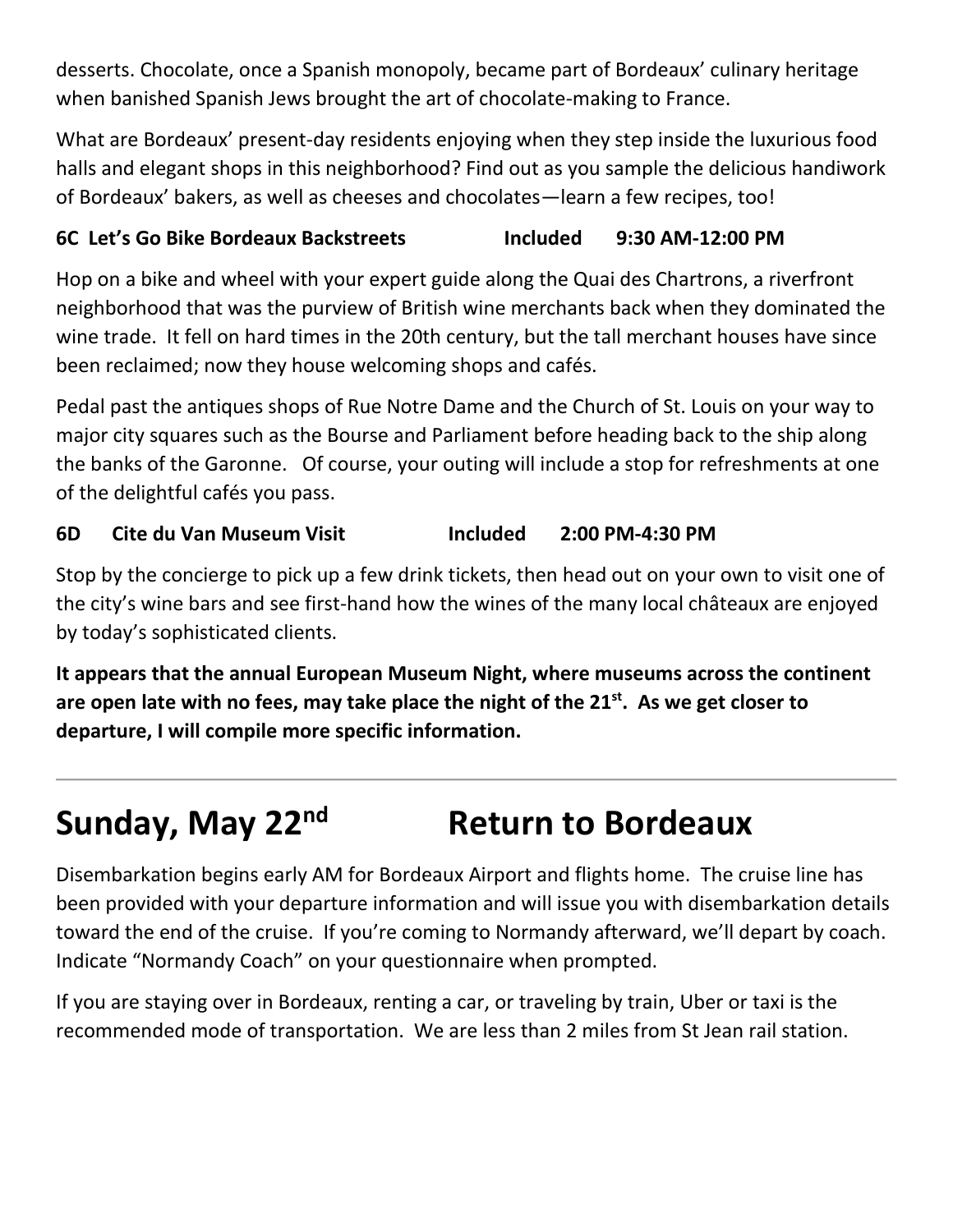desserts. Chocolate, once a Spanish monopoly, became part of Bordeaux' culinary heritage when banished Spanish Jews brought the art of chocolate-making to France.

What are Bordeaux' present-day residents enjoying when they step inside the luxurious food halls and elegant shops in this neighborhood? Find out as you sample the delicious handiwork of Bordeaux' bakers, as well as cheeses and chocolates—learn a few recipes, too!

**6C Let's Go Bike Bordeaux Backstreets Included 9:30 AM-12:00 PM**

Hop on a bike and wheel with your expert guide along the Quai des Chartrons, a riverfront neighborhood that was the purview of British wine merchants back when they dominated the wine trade. It fell on hard times in the 20th century, but the tall merchant houses have since been reclaimed; now they house welcoming shops and cafés.

Pedal past the antiques shops of Rue Notre Dame and the Church of St. Louis on your way to major city squares such as the Bourse and Parliament before heading back to the ship along the banks of the Garonne. Of course, your outing will include a stop for refreshments at one of the delightful cafés you pass.

**6D Cite du Van Museum Visit Included 2:00 PM-4:30 PM**

Stop by the concierge to pick up a few drink tickets, then head out on your own to visit one of the city's wine bars and see first-hand how the wines of the many local châteaux are enjoyed by today's sophisticated clients.

**It appears that the annual European Museum Night, where museums across the continent are open late with no fees, may take place the night of the 21st. As we get closer to departure, I will compile more specific information.**

---

# Sunday, May 22nd Return to Bordeaux

Disembarkation begins early AM for Bordeaux Airport and flights home. The cruise line has been provided with your departure information and will issue you with disembarkation details toward the end of the cruise. If you're coming to Normandy afterward, we'll depart by coach. Indicate "Normandy Coach" on your questionnaire when prompted.

If you are staying over in Bordeaux, renting a car, or traveling by train, Uber or taxi is the recommended mode of transportation. We are less than 2 miles from St Jean rail station.